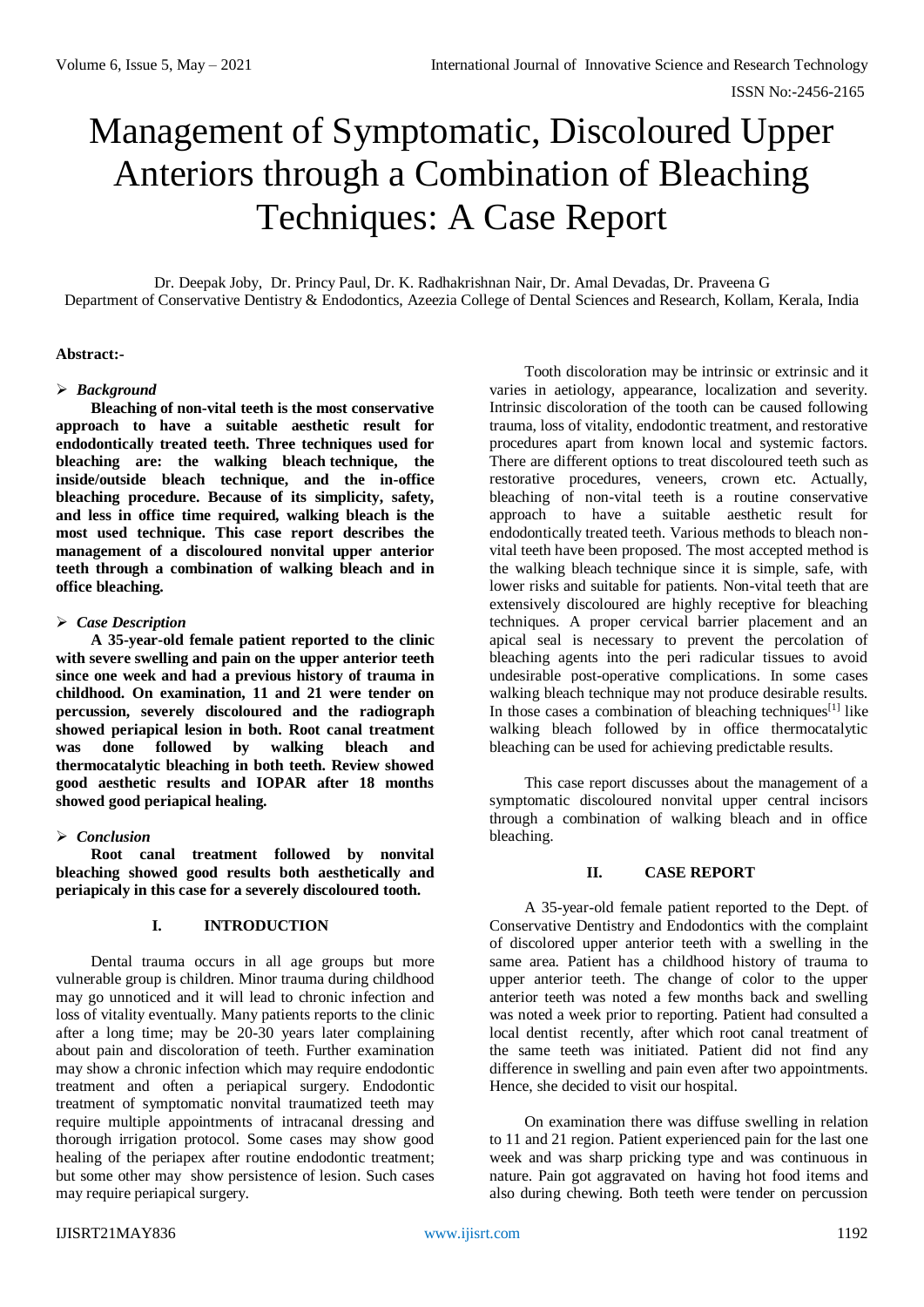# Management of Symptomatic, Discoloured Upper Anteriors through a Combination of Bleaching Techniques: A Case Report

Dr. Deepak Joby, Dr. Princy Paul, Dr. K. Radhakrishnan Nair, Dr. Amal Devadas, Dr. Praveena G
Department of Conservative Dentistry & Endodontics, Azeezia College of Dental Sciences and Research, Kollam, Kerala, India

**Abstract:-**

- ***Background***

**Bleaching of non-vital teeth is the most conservative approach to have a suitable aesthetic result for endodontically treated teeth. Three techniques used for bleaching are: the walking bleach technique, the inside/outside bleach technique, and the in-office bleaching procedure. Because of its simplicity, safety, and less in office time required, walking bleach is the most used technique. This case report describes the management of a discoloured nonvital upper anterior teeth through a combination of walking bleach and in office bleaching.**

- ***Case Description***

**A 35-year-old female patient reported to the clinic with severe swelling and pain on the upper anterior teeth since one week and had a previous history of trauma in childhood. On examination, 11 and 21 were tender on percussion, severely discoloured and the radiograph showed periapical lesion in both. Root canal treatment was done followed by walking bleach and thermocatalytic bleaching in both teeth. Review showed good aesthetic results and IOPAR after 18 months showed good periapical healing.**

- ***Conclusion***

**Root canal treatment followed by nonvital bleaching showed good results both aesthetically and periapicaly in this case for a severely discoloured tooth.**

## I. INTRODUCTION

Dental trauma occurs in all age groups but more vulnerable group is children. Minor trauma during childhood may go unnoticed and it will lead to chronic infection and loss of vitality eventually. Many patients reports to the clinic after a long time; may be 20-30 years later complaining about pain and discoloration of teeth. Further examination may show a chronic infection which may require endodontic treatment and often a periapical surgery. Endodontic treatment of symptomatic nonvital traumatized teeth may require multiple appointments of intracanal dressing and thorough irrigation protocol. Some cases may show good healing of the periapex after routine endodontic treatment; but some other may show persistence of lesion. Such cases may require periapical surgery.

Tooth discoloration may be intrinsic or extrinsic and it varies in aetiology, appearance, localization and severity. Intrinsic discoloration of the tooth can be caused following trauma, loss of vitality, endodontic treatment, and restorative procedures apart from known local and systemic factors. There are different options to treat discoloured teeth such as restorative procedures, veneers, crown etc. Actually, bleaching of non-vital teeth is a routine conservative approach to have a suitable aesthetic result for endodontically treated teeth. Various methods to bleach non-vital teeth have been proposed. The most accepted method is the walking bleach technique since it is simple, safe, with lower risks and suitable for patients. Non-vital teeth that are extensively discoloured are highly receptive for bleaching techniques. A proper cervical barrier placement and an apical seal is necessary to prevent the percolation of bleaching agents into the peri radicular tissues to avoid undesirable post-operative complications. In some cases walking bleach technique may not produce desirable results. In those cases a combination of bleaching techniques[1] like walking bleach followed by in office thermocatalytic bleaching can be used for achieving predictable results.

This case report discusses about the management of a symptomatic discoloured nonvital upper central incisors through a combination of walking bleach and in office bleaching.

## II. CASE REPORT

A 35-year-old female patient reported to the Dept. of Conservative Dentistry and Endodontics with the complaint of discolored upper anterior teeth with a swelling in the same area. Patient has a childhood history of trauma to upper anterior teeth. The change of color to the upper anterior teeth was noted a few months back and swelling was noted a week prior to reporting. Patient had consulted a local dentist recently, after which root canal treatment of the same teeth was initiated. Patient did not find any difference in swelling and pain even after two appointments. Hence, she decided to visit our hospital.

On examination there was diffuse swelling in relation to 11 and 21 region. Patient experienced pain for the last one week and was sharp pricking type and was continuous in nature. Pain got aggravated on having hot food items and also during chewing. Both teeth were tender on percussion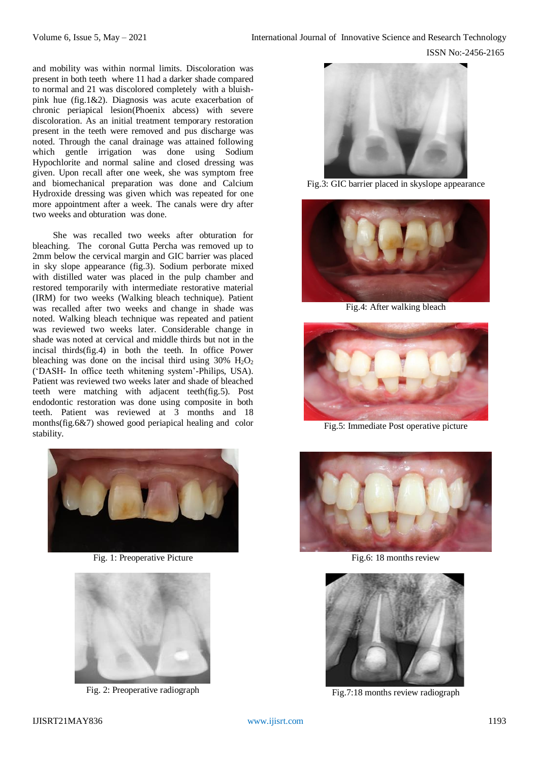and mobility was within normal limits. Discoloration was present in both teeth where 11 had a darker shade compared to normal and 21 was discolored completely with a bluish-pink hue (fig.1&2). Diagnosis was acute exacerbation of chronic periapical lesion(Phoenix abcess) with severe discoloration. As an initial treatment temporary restoration present in the teeth were removed and pus discharge was noted. Through the canal drainage was attained following which gentle irrigation was done using Sodium Hypochlorite and normal saline and closed dressing was given. Upon recall after one week, she was symptom free and biomechanical preparation was done and Calcium Hydroxide dressing was given which was repeated for one more appointment after a week. The canals were dry after two weeks and obturation was done.

She was recalled two weeks after obturation for bleaching. The coronal Gutta Percha was removed up to 2mm below the cervical margin and GIC barrier was placed in sky slope appearance (fig.3). Sodium perborate mixed with distilled water was placed in the pulp chamber and restored temporarily with intermediate restorative material (IRM) for two weeks (Walking bleach technique). Patient was recalled after two weeks and change in shade was noted. Walking bleach technique was repeated and patient was reviewed two weeks later. Considerable change in shade was noted at cervical and middle thirds but not in the incisal thirds(fig.4) in both the teeth. In office Power bleaching was done on the incisal third using 30% $H_2O_2$ ('DASH- In office teeth whitening system'-Philips, USA). Patient was reviewed two weeks later and shade of bleached teeth were matching with adjacent teeth(fig.5). Post endodontic restoration was done using composite in both teeth. Patient was reviewed at 3 months and 18 months(fig.6&7) showed good periapical healing and color stability.

Fig. 1: Preoperative Picture

Fig. 2: Preoperative radiograph

Fig.3: GIC barrier placed in skyslope appearance

Fig.4: After walking bleach

Fig.5: Immediate Post operative picture

Fig.6: 18 months review

Fig.7:18 months review radiograph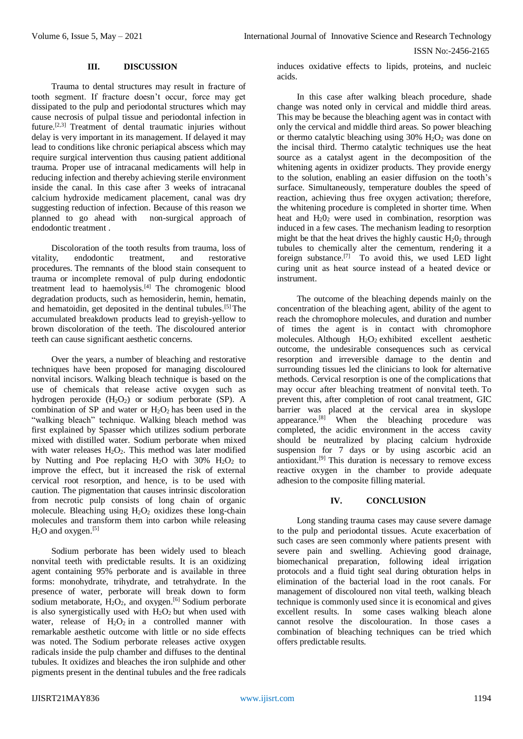## III. DISCUSSION

Trauma to dental structures may result in fracture of tooth segment. If fracture doesn't occur, force may get dissipated to the pulp and periodontal structures which may cause necrosis of pulpal tissue and periodontal infection in future.[2,3] Treatment of dental traumatic injuries without delay is very important in its management. If delayed it may lead to conditions like chronic periapical abscess which may require surgical intervention thus causing patient additional trauma. Proper use of intracanal medicaments will help in reducing infection and thereby achieving sterile environment inside the canal. In this case after 3 weeks of intracanal calcium hydroxide medicament placement, canal was dry suggesting reduction of infection. Because of this reason we planned to go ahead with non-surgical approach of endodontic treatment .

Discoloration of the tooth results from trauma, loss of vitality, endodontic treatment, and restorative procedures. The remnants of the blood stain consequent to trauma or incomplete removal of pulp during endodontic treatment lead to haemolysis.[4] The chromogenic blood degradation products, such as hemosiderin, hemin, hematin, and hematoidin, get deposited in the dentinal tubules.[5] The accumulated breakdown products lead to greyish-yellow to brown discoloration of the teeth. The discoloured anterior teeth can cause significant aesthetic concerns.

Over the years, a number of bleaching and restorative techniques have been proposed for managing discoloured nonvital incisors. Walking bleach technique is based on the use of chemicals that release active oxygen such as hydrogen peroxide ($H_2O_2$) or sodium perborate (SP). A combination of SP and water or $H_2O_2$ has been used in the "walking bleach" technique. Walking bleach method was first explained by Spasser which utilizes sodium perborate mixed with distilled water. Sodium perborate when mixed with water releases $H_2O_2$. This method was later modified by Nutting and Poe replacing $H_2O$ with 30% $H_2O_2$ to improve the effect, but it increased the risk of external cervical root resorption, and hence, is to be used with caution. The pigmentation that causes intrinsic discoloration from necrotic pulp consists of long chain of organic molecule. Bleaching using $H_2O_2$ oxidizes these long-chain molecules and transform them into carbon while releasing $H_2O$ and oxygen.[5]

Sodium perborate has been widely used to bleach nonvital teeth with predictable results. It is an oxidizing agent containing 95% perborate and is available in three forms: monohydrate, trihydrate, and tetrahydrate. In the presence of water, perborate will break down to form sodium metaborate, $H_2O_2$, and oxygen.[6] Sodium perborate is also synergistically used with $H_2O_2$ but when used with water, release of $H_2O_2$ in a controlled manner with remarkable aesthetic outcome with little or no side effects was noted. The Sodium perborate releases active oxygen radicals inside the pulp chamber and diffuses to the dentinal tubules. It oxidizes and bleaches the iron sulphide and other pigments present in the dentinal tubules and the free radicals induces oxidative effects to lipids, proteins, and nucleic acids.

In this case after walking bleach procedure, shade change was noted only in cervical and middle third areas. This may be because the bleaching agent was in contact with only the cervical and middle third areas. So power bleaching or thermo catalytic bleaching using 30% $H_2O_2$ was done on the incisal third. Thermo catalytic techniques use the heat source as a catalyst agent in the decomposition of the whitening agents in oxidizer products. They provide energy to the solution, enabling an easier diffusion on the tooth's surface. Simultaneously, temperature doubles the speed of reaction, achieving thus free oxygen activation; therefore, the whitening procedure is completed in shorter time. When heat and $H_2O_2$ were used in combination, resorption was induced in a few cases. The mechanism leading to resorption might be that the heat drives the highly caustic $H_2O_2$ through tubules to chemically alter the cementum, rendering it a foreign substance.[7] To avoid this, we used LED light curing unit as heat source instead of a heated device or instrument.

The outcome of the bleaching depends mainly on the concentration of the bleaching agent, ability of the agent to reach the chromophore molecules, and duration and number of times the agent is in contact with chromophore molecules. Although $H_2O_2$ exhibited excellent aesthetic outcome, the undesirable consequences such as cervical resorption and irreversible damage to the dentin and surrounding tissues led the clinicians to look for alternative methods. Cervical resorption is one of the complications that may occur after bleaching treatment of nonvital teeth. To prevent this, after completion of root canal treatment, GIC barrier was placed at the cervical area in skyslope appearance.[8] When the bleaching procedure was completed, the acidic environment in the access cavity should be neutralized by placing calcium hydroxide suspension for 7 days or by using ascorbic acid an antioxidant.[9] This duration is necessary to remove excess reactive oxygen in the chamber to provide adequate adhesion to the composite filling material.

## IV. CONCLUSION

Long standing trauma cases may cause severe damage to the pulp and periodontal tissues. Acute exacerbation of such cases are seen commonly where patients present with severe pain and swelling. Achieving good drainage, biomechanical preparation, following ideal irrigation protocols and a fluid tight seal during obturation helps in elimination of the bacterial load in the root canals. For management of discoloured non vital teeth, walking bleach technique is commonly used since it is economical and gives excellent results. In some cases walking bleach alone cannot resolve the discolouration. In those cases a combination of bleaching techniques can be tried which offers predictable results.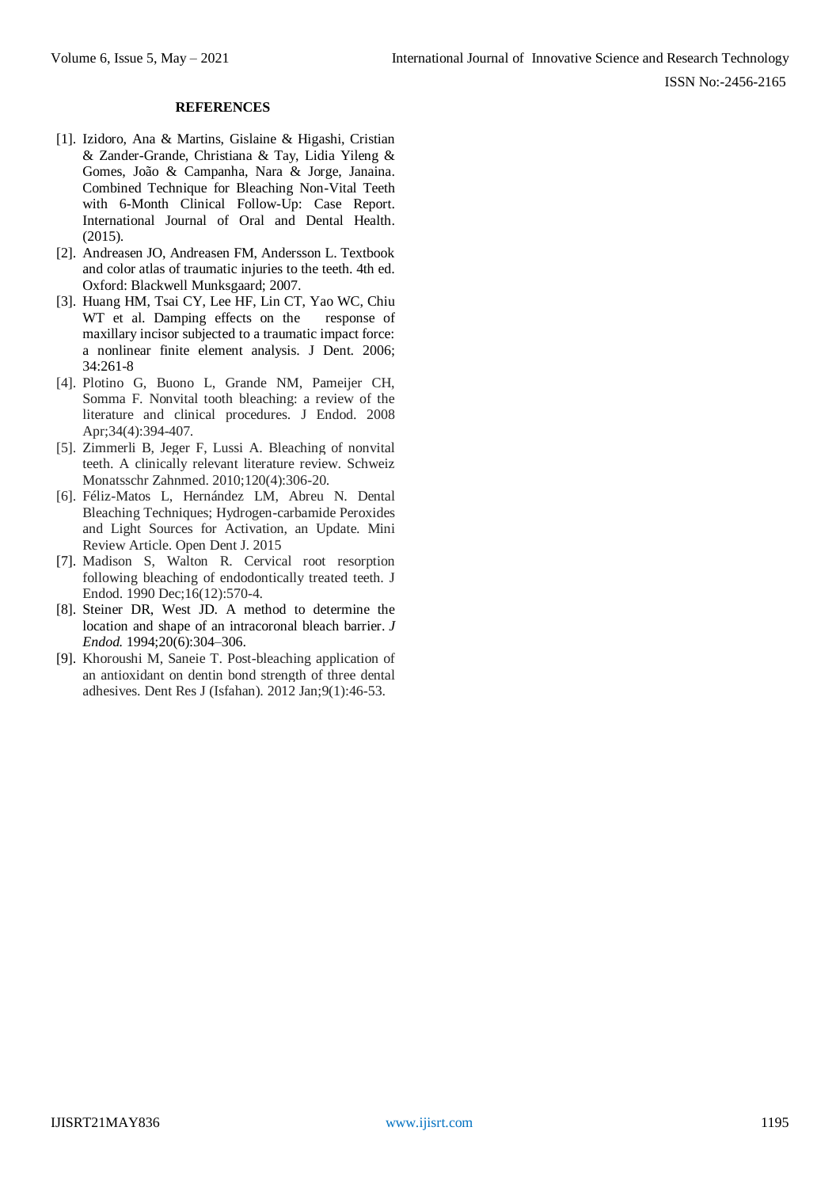**REFERENCES**

[1]. Izidoro, Ana & Martins, Gislaine & Higashi, Cristian & Zander-Grande, Christiana & Tay, Lidia Yileng & Gomes, João & Campanha, Nara & Jorge, Janaina. Combined Technique for Bleaching Non-Vital Teeth with 6-Month Clinical Follow-Up: Case Report. International Journal of Oral and Dental Health. (2015).

[2]. Andreasen JO, Andreasen FM, Andersson L. Textbook and color atlas of traumatic injuries to the teeth. 4th ed. Oxford: Blackwell Munksgaard; 2007.

[3]. Huang HM, Tsai CY, Lee HF, Lin CT, Yao WC, Chiu WT et al. Damping effects on the response of maxillary incisor subjected to a traumatic impact force: a nonlinear finite element analysis. J Dent. 2006; 34:261-8

[4]. Plotino G, Buono L, Grande NM, Pameijer CH, Somma F. Nonvital tooth bleaching: a review of the literature and clinical procedures. J Endod. 2008 Apr;34(4):394-407.

[5]. Zimmerli B, Jeger F, Lussi A. Bleaching of nonvital teeth. A clinically relevant literature review. Schweiz Monatsschr Zahnmed. 2010;120(4):306-20.

[6]. Féliz-Matos L, Hernández LM, Abreu N. Dental Bleaching Techniques; Hydrogen-carbamide Peroxides and Light Sources for Activation, an Update. Mini Review Article. Open Dent J. 2015

[7]. Madison S, Walton R. Cervical root resorption following bleaching of endodontically treated teeth. J Endod. 1990 Dec;16(12):570-4.

[8]. Steiner DR, West JD. A method to determine the location and shape of an intracoronal bleach barrier. *J Endod.* 1994;20(6):304–306.

[9]. Khoroushi M, Saneie T. Post-bleaching application of an antioxidant on dentin bond strength of three dental adhesives. Dent Res J (Isfahan). 2012 Jan;9(1):46-53.